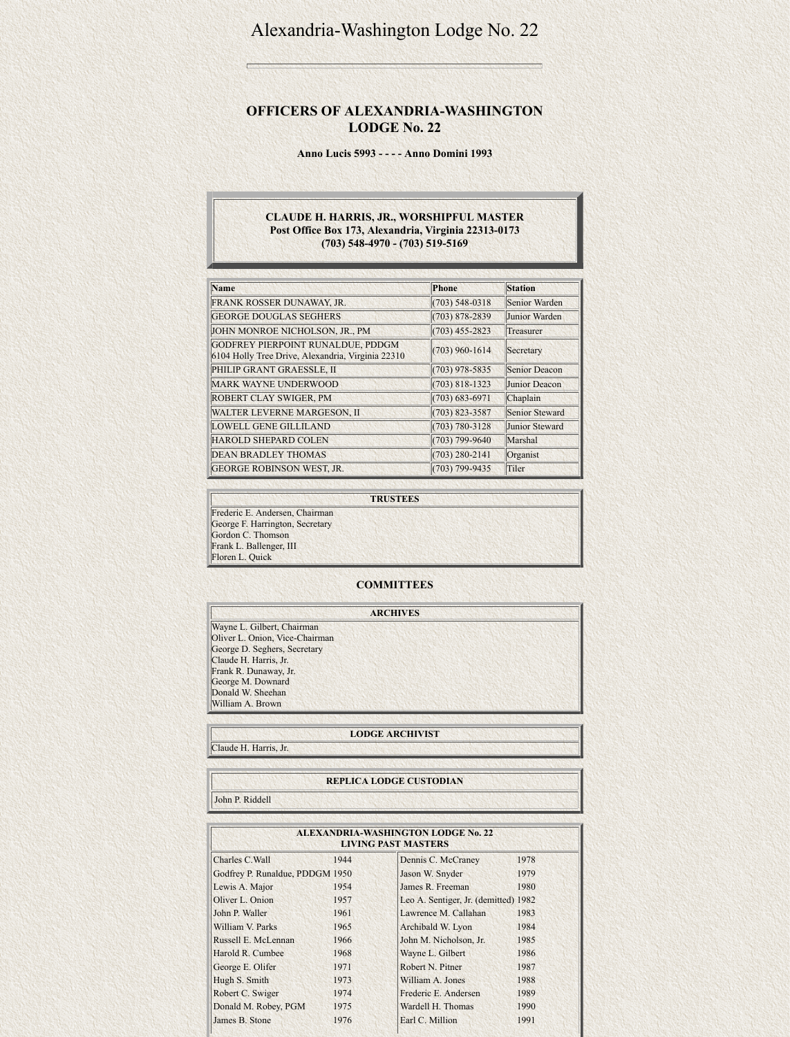# Alexandria-Washington Lodge No. 22

## OFFICERS OF ALEXANDRIA-WASHINGTON LODGE No. 22

**Anno Lucis 5993 - - - - Anno Domini 1993**

**CLAUDE H. HARRIS, JR., WORSHIPFUL MASTER**
**Post Office Box 173, Alexandria, Virginia 22313-0173**
**(703) 548-4970 - (703) 519-5169**

| Name | Phone | Station |
|---|---|---|
| FRANK ROSSER DUNAWAY, JR. | (703) 548-0318 | Senior Warden |
| GEORGE DOUGLAS SEGHERS | (703) 878-2839 | Junior Warden |
| JOHN MONROE NICHOLSON, JR., PM | (703) 455-2823 | Treasurer |
| GODFREY PIERPOINT RUNALDUE, PDDGM<br>6104 Holly Tree Drive, Alexandria, Virginia 22310 | (703) 960-1614 | Secretary |
| PHILIP GRANT GRAESSLE, II | (703) 978-5835 | Senior Deacon |
| MARK WAYNE UNDERWOOD | (703) 818-1323 | Junior Deacon |
| ROBERT CLAY SWIGER, PM | (703) 683-6971 | Chaplain |
| WALTER LEVERNE MARGESON, II | (703) 823-3587 | Senior Steward |
| LOWELL GENE GILLILAND | (703) 780-3128 | Junior Steward |
| HAROLD SHEPARD COLEN | (703) 799-9640 | Marshal |
| DEAN BRADLEY THOMAS | (703) 280-2141 | Organist |
| GEORGE ROBINSON WEST, JR. | (703) 799-9435 | Tiler |

**TRUSTEES**

Frederic E. Andersen, Chairman
George F. Harrington, Secretary
Gordon C. Thomson
Frank L. Ballenger, III
Floren L. Quick

## COMMITTEES

**ARCHIVES**

Wayne L. Gilbert, Chairman
Oliver L. Onion, Vice-Chairman
George D. Seghers, Secretary
Claude H. Harris, Jr.
Frank R. Dunaway, Jr.
George M. Downard
Donald W. Sheehan
William A. Brown

**LODGE ARCHIVIST**

Claude H. Harris, Jr.

**REPLICA LODGE CUSTODIAN**

John P. Riddell

**ALEXANDRIA-WASHINGTON LODGE No. 22**
**LIVING PAST MASTERS**

| Name | Year | Name | Year |
|---|---|---|---|
| Charles C.Wall | 1944 | Dennis C. McCraney | 1978 |
| Godfrey P. Runaldue, PDDGM | 1950 | Jason W. Snyder | 1979 |
| Lewis A. Major | 1954 | James R. Freeman | 1980 |
| Oliver L. Onion | 1957 | Leo A. Sentiger, Jr. (demitted) | 1982 |
| John P. Waller | 1961 | Lawrence M. Callahan | 1983 |
| William V. Parks | 1965 | Archibald W. Lyon | 1984 |
| Russell E. McLennan | 1966 | John M. Nicholson, Jr. | 1985 |
| Harold R. Cumbee | 1968 | Wayne L. Gilbert | 1986 |
| George E. Olifer | 1971 | Robert N. Pitner | 1987 |
| Hugh S. Smith | 1973 | William A. Jones | 1988 |
| Robert C. Swiger | 1974 | Frederic E. Andersen | 1989 |
| Donald M. Robey, PGM | 1975 | Wardell H. Thomas | 1990 |
| James B. Stone | 1976 | Earl C. Million | 1991 |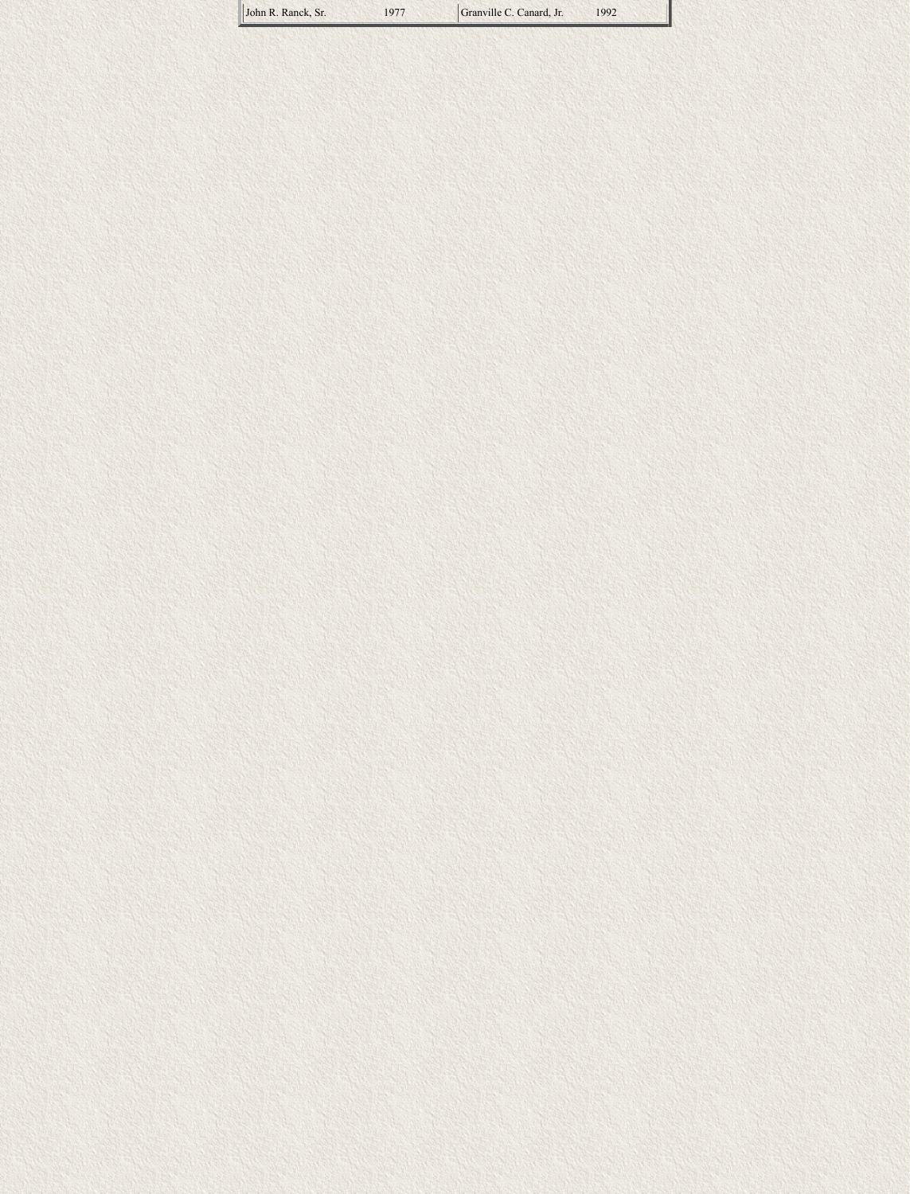| | | | |
|---|---|---|---|
| John R. Ranck, Sr. | 1977 | Granville C. Canard, Jr. | 1992 |